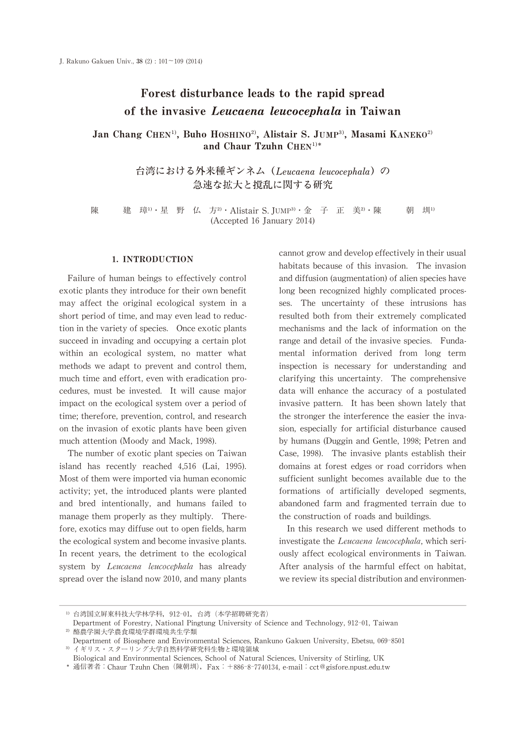# Forest disturbance leads to the rapid spread of the invasive *Leucaena leucocephala* in Taiwan

**Jan Chang CHEN[1], Buho HOSHINO[2], Alistair S. JUMP[3], Masami KANEKO[2] and Chaur Tzuhn CHEN[1]***

## 台湾における外来種ギンネム（*Leucaena leucocephala*）の急速な拡大と撹乱に関する研究

陳　建　璋[1]・星　野　仏　方[2]・Alistair S. JUMP[3]・金　子　正　美[2]・陳　朝　圳[1]

(Accepted 16 January 2014)

## 1. INTRODUCTION

Failure of human beings to effectively control exotic plants they introduce for their own benefit may affect the original ecological system in a short period of time, and may even lead to reduction in the variety of species. Once exotic plants succeed in invading and occupying a certain plot within an ecological system, no matter what methods we adapt to prevent and control them, much time and effort, even with eradication procedures, must be invested. It will cause major impact on the ecological system over a period of time; therefore, prevention, control, and research on the invasion of exotic plants have been given much attention (Moody and Mack, 1998).

The number of exotic plant species on Taiwan island has recently reached 4,516 (Lai, 1995). Most of them were imported via human economic activity; yet, the introduced plants were planted and bred intentionally, and humans failed to manage them properly as they multiply. Therefore, exotics may diffuse out to open fields, harm the ecological system and become invasive plants. In recent years, the detriment to the ecological system by *Leucaena leucocephala* has already spread over the island now 2010, and many plants cannot grow and develop effectively in their usual habitats because of this invasion. The invasion and diffusion (augmentation) of alien species have long been recognized highly complicated processes. The uncertainty of these intrusions has resulted both from their extremely complicated mechanisms and the lack of information on the range and detail of the invasive species. Fundamental information derived from long term inspection is necessary for understanding and clarifying this uncertainty. The comprehensive data will enhance the accuracy of a postulated invasive pattern. It has been shown lately that the stronger the interference the easier the invasion, especially for artificial disturbance caused by humans (Duggin and Gentle, 1998; Petren and Case, 1998). The invasive plants establish their domains at forest edges or road corridors when sufficient sunlight becomes available due to the formations of artificially developed segments, abandoned farm and fragmented terrain due to the construction of roads and buildings.

In this research we used different methods to investigate the *Leucaena leucocephala*, which seriously affect ecological environments in Taiwan. After analysis of the harmful effect on habitat, we review its special distribution and environmen-

---

[1] 台湾国立屏東科技大学林学科，912-01，台湾（本学招聘研究者）
Department of Forestry, National Pingtung University of Science and Technology, 912-01, Taiwan

[2] 酪農学園大学農食環境学群環境共生学類
Department of Biosphere and Environmental Sciences, Rankuno Gakuen University, Ebetsu, 069-8501

[3] イギリス・スターリング大学自然科学研究科生物と環境領域
Biological and Environmental Sciences, School of Natural Sciences, University of Stirling, UK

\* 通信著者：Chaur Tzuhn Chen（陳朝圳），Fax：＋886-8-7740134, e-mail：cct@gisfore.npust.edu.tw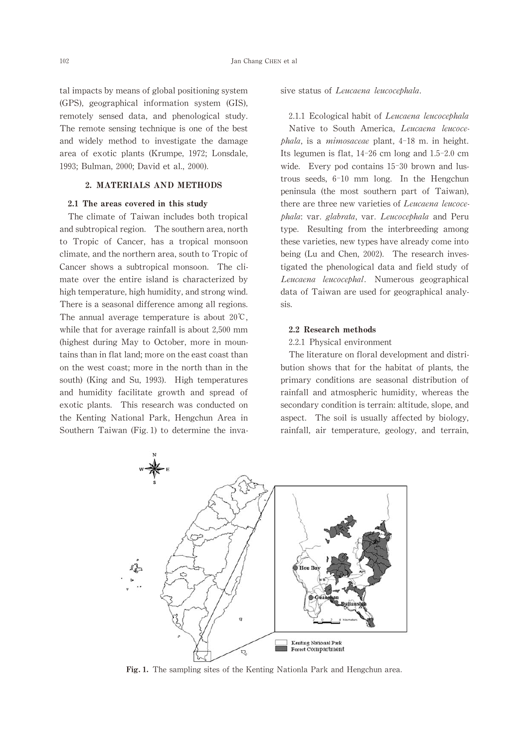tal impacts by means of global positioning system (GPS), geographical information system (GIS), remotely sensed data, and phenological study. The remote sensing technique is one of the best and widely method to investigate the damage area of exotic plants (Krumpe, 1972; Lonsdale, 1993; Bulman, 2000; David et al., 2000).

## 2. MATERIALS AND METHODS

### 2.1 The areas covered in this study

The climate of Taiwan includes both tropical and subtropical region. The southern area, north to Tropic of Cancer, has a tropical monsoon climate, and the northern area, south to Tropic of Cancer shows a subtropical monsoon. The climate over the entire island is characterized by high temperature, high humidity, and strong wind. There is a seasonal difference among all regions. The annual average temperature is about 20℃, while that for average rainfall is about 2,500 mm (highest during May to October, more in mountains than in flat land; more on the east coast than on the west coast; more in the north than in the south) (King and Su, 1993). High temperatures and humidity facilitate growth and spread of exotic plants. This research was conducted on the Kenting National Park, Hengchun Area in Southern Taiwan (Fig. 1) to determine the invasive status of *Leucaena leucocephala*.

#### 2.1.1 Ecological habit of *Leucaena leucocephala*

Native to South America, *Leucaena leucocephala*, is a *mimosaceae* plant, 4-18 m. in height. Its legumen is flat, 14-26 cm long and 1.5-2.0 cm wide. Every pod contains 15-30 brown and lustrous seeds, 6-10 mm long. In the Hengchun peninsula (the most southern part of Taiwan), there are three new varieties of *Leucaena leucocephala*: var. *glabrata*, var. *Leucocephala* and Peru type. Resulting from the interbreeding among these varieties, new types have already come into being (Lu and Chen, 2002). The research investigated the phenological data and field study of *Leucaena leucocephal*. Numerous geographical data of Taiwan are used for geographical analysis.

### 2.2 Research methods

#### 2.2.1 Physical environment

The literature on floral development and distribution shows that for the habitat of plants, the primary conditions are seasonal distribution of rainfall and atmospheric humidity, whereas the secondary condition is terrain: altitude, slope, and aspect. The soil is usually affected by biology, rainfall, air temperature, geology, and terrain,

**Fig. 1.** The sampling sites of the Kenting Nationla Park and Hengchun area.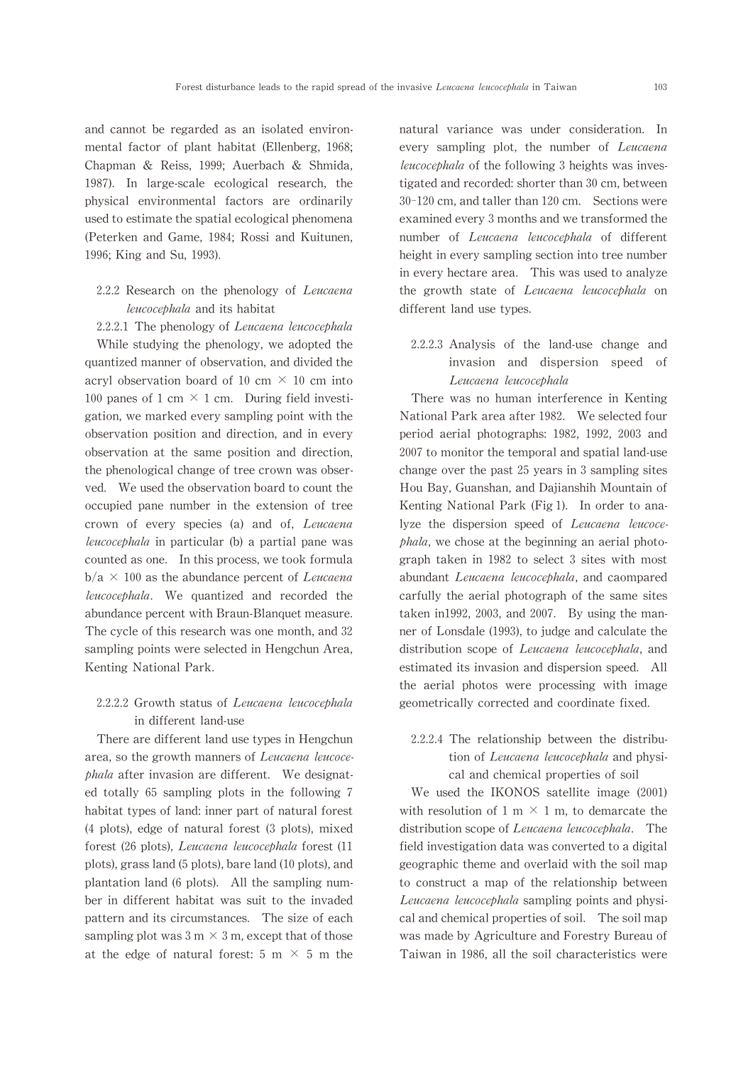and cannot be regarded as an isolated environmental factor of plant habitat (Ellenberg, 1968; Chapman & Reiss, 1999; Auerbach & Shmida, 1987). In large-scale ecological research, the physical environmental factors are ordinarily used to estimate the spatial ecological phenomena (Peterken and Game, 1984; Rossi and Kuitunen, 1996; King and Su, 1993).

#### 2.2.2 Research on the phenology of *Leucaena leucocephala* and its habitat

##### 2.2.2.1 The phenology of *Leucaena leucocephala*

While studying the phenology, we adopted the quantized manner of observation, and divided the acryl observation board of 10 cm × 10 cm into 100 panes of 1 cm × 1 cm. During field investigation, we marked every sampling point with the observation position and direction, and in every observation at the same position and direction, the phenological change of tree crown was observed. We used the observation board to count the occupied pane number in the extension of tree crown of every species (a) and of, *Leucaena leucocephala* in particular (b) a partial pane was counted as one. In this process, we took formula $b/a \times 100$ as the abundance percent of *Leucaena leucocephala*. We quantized and recorded the abundance percent with Braun-Blanquet measure. The cycle of this research was one month, and 32 sampling points were selected in Hengchun Area, Kenting National Park.

##### 2.2.2.2 Growth status of *Leucaena leucocephala* in different land-use

There are different land use types in Hengchun area, so the growth manners of *Leucaena leucocephala* after invasion are different. We designated totally 65 sampling plots in the following 7 habitat types of land: inner part of natural forest (4 plots), edge of natural forest (3 plots), mixed forest (26 plots), *Leucaena leucocephala* forest (11 plots), grass land (5 plots), bare land (10 plots), and plantation land (6 plots). All the sampling number in different habitat was suit to the invaded pattern and its circumstances. The size of each sampling plot was 3 m × 3 m, except that of those at the edge of natural forest: 5 m × 5 m the natural variance was under consideration. In every sampling plot, the number of *Leucaena leucocephala* of the following 3 heights was investigated and recorded: shorter than 30 cm, between 30-120 cm, and taller than 120 cm. Sections were examined every 3 months and we transformed the number of *Leucaena leucocephala* of different height in every sampling section into tree number in every hectare area. This was used to analyze the growth state of *Leucaena leucocephala* on different land use types.

##### 2.2.2.3 Analysis of the land-use change and invasion and dispersion speed of *Leucaena leucocephala*

There was no human interference in Kenting National Park area after 1982. We selected four period aerial photographs: 1982, 1992, 2003 and 2007 to monitor the temporal and spatial land-use change over the past 25 years in 3 sampling sites Hou Bay, Guanshan, and Dajianshih Mountain of Kenting National Park (Fig 1). In order to analyze the dispersion speed of *Leucaena leucocephala*, we chose at the beginning an aerial photograph taken in 1982 to select 3 sites with most abundant *Leucaena leucocephala*, and caompared carfully the aerial photograph of the same sites taken in1992, 2003, and 2007. By using the manner of Lonsdale (1993), to judge and calculate the distribution scope of *Leucaena leucocephala*, and estimated its invasion and dispersion speed. All the aerial photos were processing with image geometrically corrected and coordinate fixed.

##### 2.2.2.4 The relationship between the distribution of *Leucaena leucocephala* and physical and chemical properties of soil

We used the IKONOS satellite image (2001) with resolution of 1 m × 1 m, to demarcate the distribution scope of *Leucaena leucocephala*. The field investigation data was converted to a digital geographic theme and overlaid with the soil map to construct a map of the relationship between *Leucaena leucocephala* sampling points and physical and chemical properties of soil. The soil map was made by Agriculture and Forestry Bureau of Taiwan in 1986, all the soil characteristics were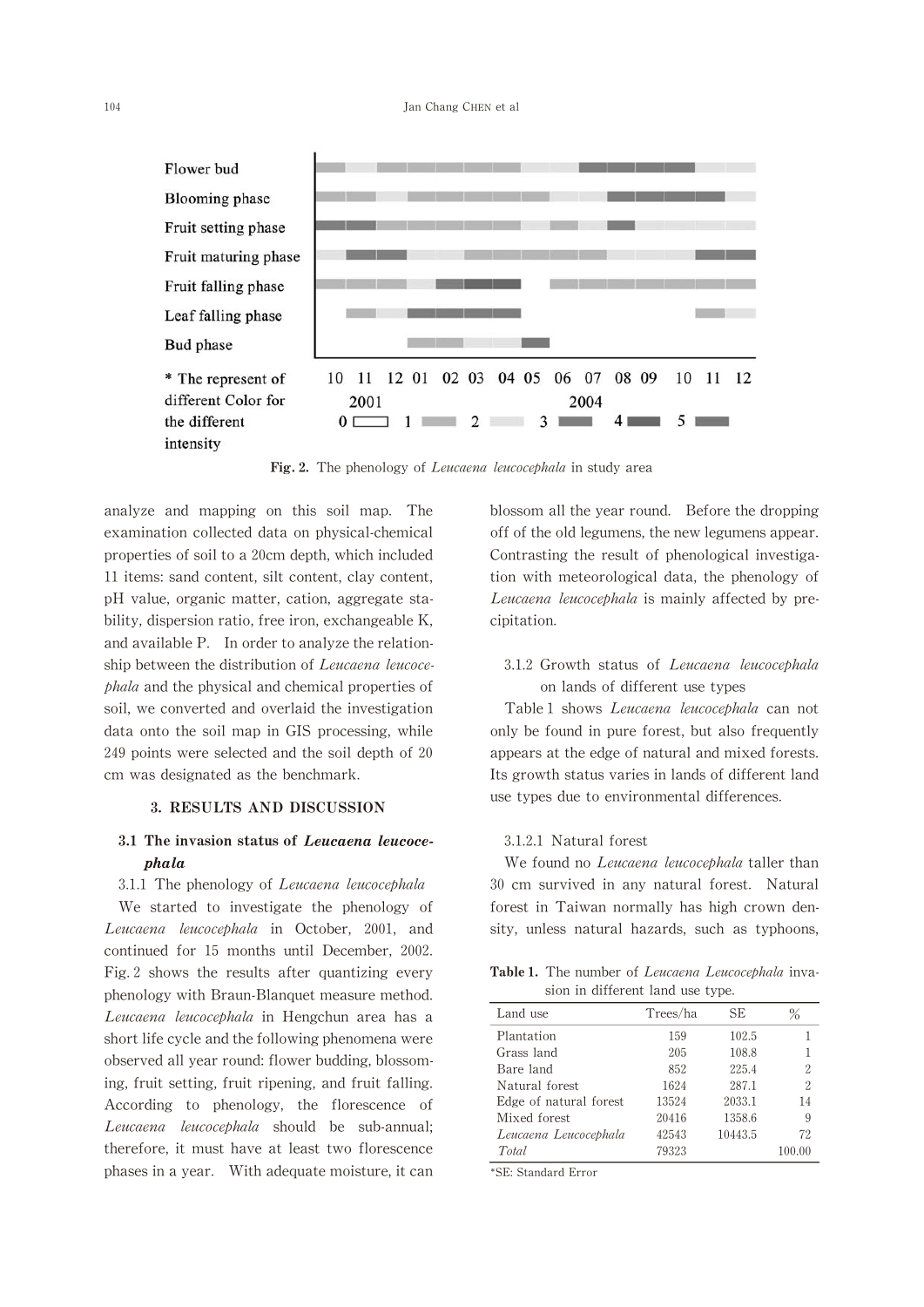Flower bud
Blooming phase
Fruit setting phase
Fruit maturing phase
Fruit falling phase
Leaf falling phase
Bud phase

10 11 12 01 02 03 04 05 06 07 08 09 10 11 12

2001 2004

* The represent of different Color for the different intensity 0 1 2 3 4 5

**Fig. 2.** The phenology of *Leucaena leucocephala* in study area

analyze and mapping on this soil map. The examination collected data on physical-chemical properties of soil to a 20cm depth, which included 11 items: sand content, silt content, clay content, pH value, organic matter, cation, aggregate stability, dispersion ratio, free iron, exchangeable K, and available P. In order to analyze the relationship between the distribution of *Leucaena leucocephala* and the physical and chemical properties of soil, we converted and overlaid the investigation data onto the soil map in GIS processing, while 249 points were selected and the soil depth of 20 cm was designated as the benchmark.

## 3. RESULTS AND DISCUSSION

### 3.1 The invasion status of *Leucaena leucocephala*

3.1.1 The phenology of *Leucaena leucocephala*

We started to investigate the phenology of *Leucaena leucocephala* in October, 2001, and continued for 15 months until December, 2002. Fig. 2 shows the results after quantizing every phenology with Braun-Blanquet measure method. *Leucaena leucocephala* in Hengchun area has a short life cycle and the following phenomena were observed all year round: flower budding, blossoming, fruit setting, fruit ripening, and fruit falling. According to phenology, the florescence of *Leucaena leucocephala* should be sub-annual; therefore, it must have at least two florescence phases in a year. With adequate moisture, it can blossom all the year round. Before the dropping off of the old legumens, the new legumens appear. Contrasting the result of phenological investigation with meteorological data, the phenology of *Leucaena leucocephala* is mainly affected by precipitation.

3.1.2 Growth status of *Leucaena leucocephala* on lands of different use types

Table 1 shows *Leucaena leucocephala* can not only be found in pure forest, but also frequently appears at the edge of natural and mixed forests. Its growth status varies in lands of different land use types due to environmental differences.

3.1.2.1 Natural forest

We found no *Leucaena leucocephala* taller than 30 cm survived in any natural forest. Natural forest in Taiwan normally has high crown density, unless natural hazards, such as typhoons,

**Table 1.** The number of *Leucaena Leucocephala* invasion in different land use type.

| Land use | Trees/ha | SE | % |
|---|---|---|---|
| Plantation | 159 | 102.5 | 1 |
| Grass land | 205 | 108.8 | 1 |
| Bare land | 852 | 225.4 | 2 |
| Natural forest | 1624 | 287.1 | 2 |
| Edge of natural forest | 13524 | 2033.1 | 14 |
| Mixed forest | 20416 | 1358.6 | 9 |
| *Leucaena Leucocephala* | 42543 | 10443.5 | 72 |
| *Total* | 79323 | | 100.00 |

*SE: Standard Error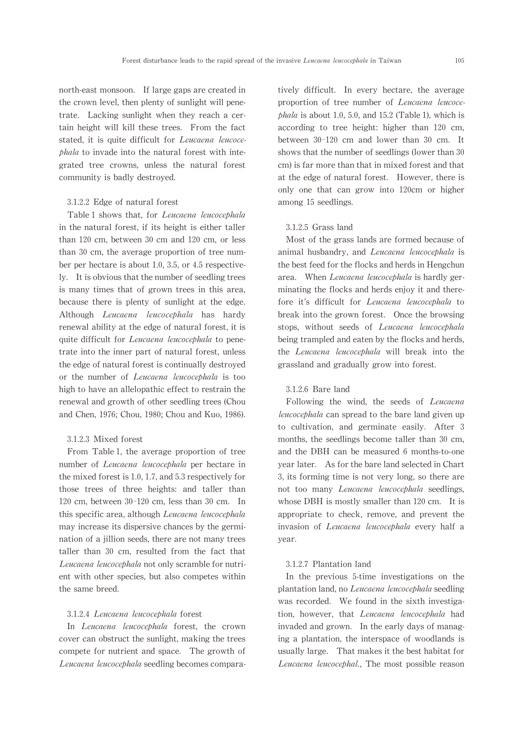north-east monsoon. If large gaps are created in the crown level, then plenty of sunlight will penetrate. Lacking sunlight when they reach a certain height will kill these trees. From the fact stated, it is quite difficult for *Leucaena leucocephala* to invade into the natural forest with integrated tree crowns, unless the natural forest community is badly destroyed.

#### 3.1.2.2 Edge of natural forest

Table 1 shows that, for *Leucaena leucocephala* in the natural forest, if its height is either taller than 120 cm, between 30 cm and 120 cm, or less than 30 cm, the average proportion of tree number per hectare is about 1.0, 3.5, or 4.5 respectively. It is obvious that the number of seedling trees is many times that of grown trees in this area, because there is plenty of sunlight at the edge. Although *Leucaena leucocephala* has hardy renewal ability at the edge of natural forest, it is quite difficult for *Leucaena leucocephala* to penetrate into the inner part of natural forest, unless the edge of natural forest is continually destroyed or the number of *Leucaena leucocephala* is too high to have an allelopathic effect to restrain the renewal and growth of other seedling trees (Chou and Chen, 1976; Chou, 1980; Chou and Kuo, 1986).

#### 3.1.2.3 Mixed forest

From Table 1, the average proportion of tree number of *Leucaena leucocephala* per hectare in the mixed forest is 1.0, 1.7, and 5.3 respectively for those trees of three heights: and taller than 120 cm, between 30–120 cm, less than 30 cm. In this specific area, although *Leucaena leucocephala* may increase its dispersive chances by the germination of a jillion seeds, there are not many trees taller than 30 cm, resulted from the fact that *Leucaena leucocephala* not only scramble for nutrient with other species, but also competes within the same breed.

#### 3.1.2.4 *Leucaena leucocephala* forest

In *Leucaena leucocephala* forest, the crown cover can obstruct the sunlight, making the trees compete for nutrient and space. The growth of *Leucaena leucocephala* seedling becomes comparatively difficult. In every hectare, the average proportion of tree number of *Leucaena leucocephala* is about 1.0, 5.0, and 15.2 (Table 1), which is according to tree height: higher than 120 cm, between 30–120 cm and lower than 30 cm. It shows that the number of seedlings (lower than 30 cm) is far more than that in mixed forest and that at the edge of natural forest. However, there is only one that can grow into 120cm or higher among 15 seedlings.

#### 3.1.2.5 Grass land

Most of the grass lands are formed because of animal husbandry, and *Leucaena leucocephala* is the best feed for the flocks and herds in Hengchun area. When *Leucaena leucocephala* is hardly germinating the flocks and herds enjoy it and therefore it's difficult for *Leucaena leucocephala* to break into the grown forest. Once the browsing stops, without seeds of *Leucaena leucocephala* being trampled and eaten by the flocks and herds, the *Leucaena leucocephala* will break into the grassland and gradually grow into forest.

#### 3.1.2.6 Bare land

Following the wind, the seeds of *Leucaena leucocephala* can spread to the bare land given up to cultivation, and germinate easily. After 3 months, the seedlings become taller than 30 cm, and the DBH can be measured 6 months-to-one year later. As for the bare land selected in Chart 3, its forming time is not very long, so there are not too many *Leucaena leucocephala* seedlings, whose DBH is mostly smaller than 120 cm. It is appropriate to check, remove, and prevent the invasion of *Leucaena leucocephala* every half a year.

#### 3.1.2.7 Plantation land

In the previous 5-time investigations on the plantation land, no *Leucaena leucocephala* seedling was recorded. We found in the sixth investigation, however, that *Leucaena leucocephala* had invaded and grown. In the early days of managing a plantation, the interspace of woodlands is usually large. That makes it the best habitat for *Leucaena leucocephal.*, The most possible reason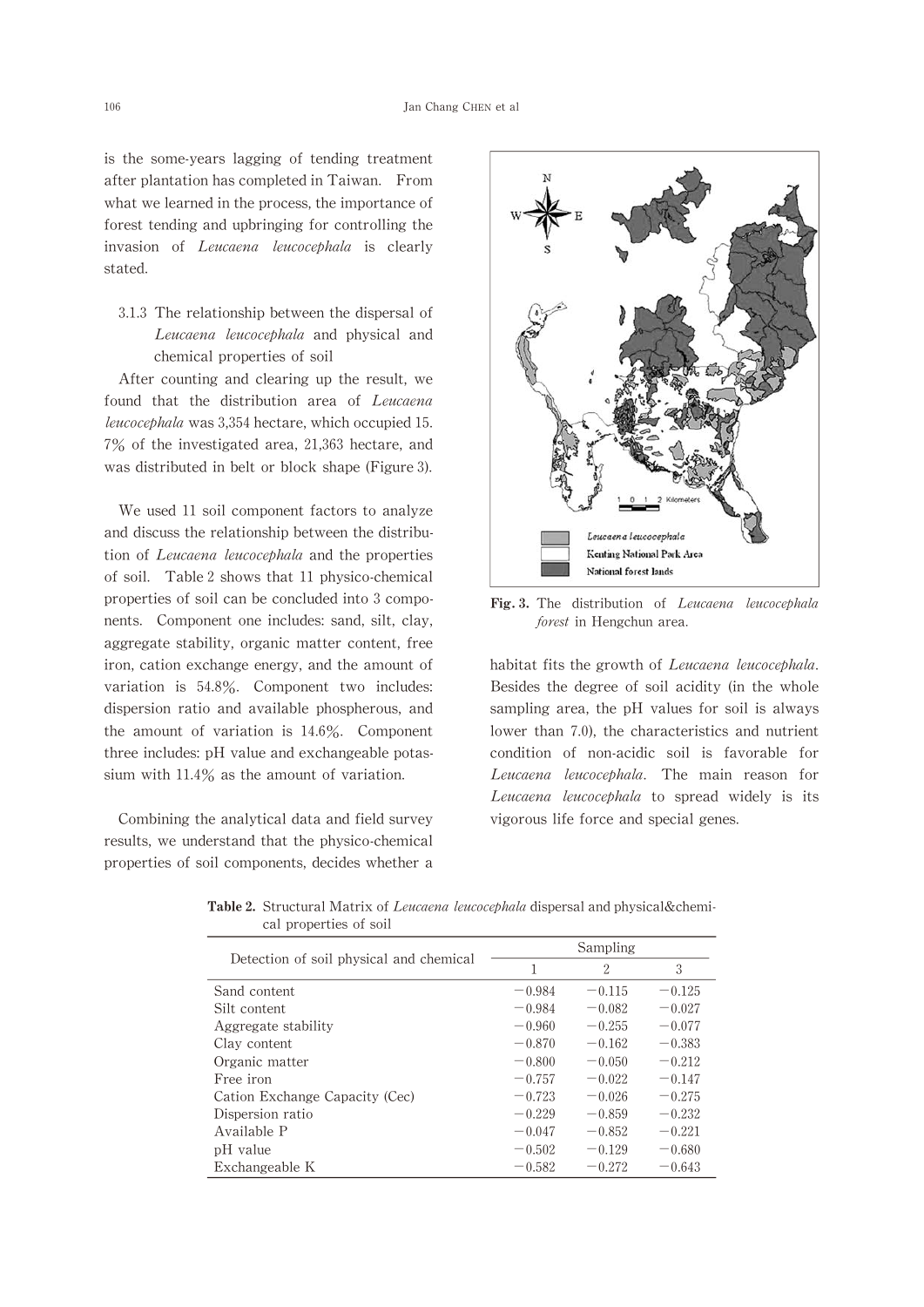is the some-years lagging of tending treatment after plantation has completed in Taiwan. From what we learned in the process, the importance of forest tending and upbringing for controlling the invasion of *Leucaena leucocephala* is clearly stated.

### 3.1.3 The relationship between the dispersal of *Leucaena leucocephala* and physical and chemical properties of soil

After counting and clearing up the result, we found that the distribution area of *Leucaena leucocephala* was 3,354 hectare, which occupied 15.7% of the investigated area, 21,363 hectare, and was distributed in belt or block shape (Figure 3).

We used 11 soil component factors to analyze and discuss the relationship between the distribution of *Leucaena leucocephala* and the properties of soil. Table 2 shows that 11 physico-chemical properties of soil can be concluded into 3 components. Component one includes: sand, silt, clay, aggregate stability, organic matter content, free iron, cation exchange energy, and the amount of variation is 54.8%. Component two includes: dispersion ratio and available phospherous, and the amount of variation is 14.6%. Component three includes: pH value and exchangeable potassium with 11.4% as the amount of variation.

Combining the analytical data and field survey results, we understand that the physico-chemical properties of soil components, decides whether a habitat fits the growth of *Leucaena leucocephala*. Besides the degree of soil acidity (in the whole sampling area, the pH values for soil is always lower than 7.0), the characteristics and nutrient condition of non-acidic soil is favorable for *Leucaena leucocephala*. The main reason for *Leucaena leucocephala* to spread widely is its vigorous life force and special genes.

**Fig. 3.** The distribution of *Leucaena leucocephala forest* in Hengchun area.

**Table 2.** Structural Matrix of *Leucaena leucocephala* dispersal and physical&chemical properties of soil

| Detection of soil physical and chemical | Sampling | | |
|---|---|---|---|
| | 1 | 2 | 3 |
| Sand content | −0.984 | −0.115 | −0.125 |
| Silt content | −0.984 | −0.082 | −0.027 |
| Aggregate stability | −0.960 | −0.255 | −0.077 |
| Clay content | −0.870 | −0.162 | −0.383 |
| Organic matter | −0.800 | −0.050 | −0.212 |
| Free iron | −0.757 | −0.022 | −0.147 |
| Cation Exchange Capacity (Cec) | −0.723 | −0.026 | −0.275 |
| Dispersion ratio | −0.229 | −0.859 | −0.232 |
| Available P | −0.047 | −0.852 | −0.221 |
| pH value | −0.502 | −0.129 | −0.680 |
| Exchangeable K | −0.582 | −0.272 | −0.643 |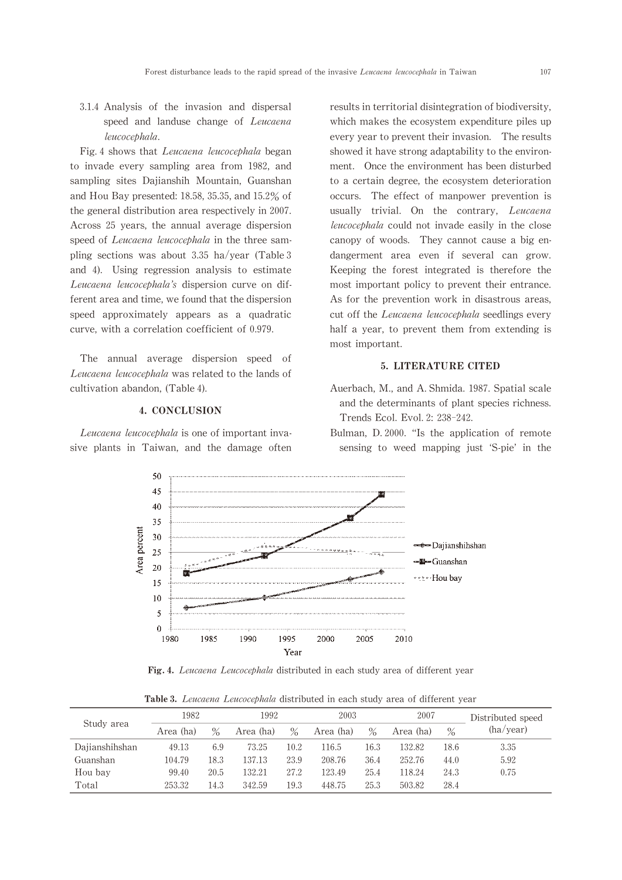#### 3.1.4 Analysis of the invasion and dispersal speed and landuse change of *Leucaena leucocephala*.

Fig. 4 shows that *Leucaena leucocephala* began to invade every sampling area from 1982, and sampling sites Dajianshih Mountain, Guanshan and Hou Bay presented: 18.58, 35.35, and 15.2% of the general distribution area respectively in 2007. Across 25 years, the annual average dispersion speed of *Leucaena leucocephala* in the three sampling sections was about 3.35 ha/year (Table 3 and 4). Using regression analysis to estimate *Leucaena leucocephala's* dispersion curve on different area and time, we found that the dispersion speed approximately appears as a quadratic curve, with a correlation coefficient of 0.979.

The annual average dispersion speed of *Leucaena leucocephala* was related to the lands of cultivation abandon, (Table 4).

## 4. CONCLUSION

*Leucaena leucocephala* is one of important invasive plants in Taiwan, and the damage often results in territorial disintegration of biodiversity, which makes the ecosystem expenditure piles up every year to prevent their invasion. The results showed it have strong adaptability to the environment. Once the environment has been disturbed to a certain degree, the ecosystem deterioration occurs. The effect of manpower prevention is usually trivial. On the contrary, *Leucaena leucocephala* could not invade easily in the close canopy of woods. They cannot cause a big endangerment area even if several can grow. Keeping the forest integrated is therefore the most important policy to prevent their entrance. As for the prevention work in disastrous areas, cut off the *Leucaena leucocephala* seedlings every half a year, to prevent them from extending is most important.

## 5. LITERATURE CITED

Auerbach, M., and A. Shmida. 1987. Spatial scale and the determinants of plant species richness. Trends Ecol. Evol. 2: 238-242.

Bulman, D. 2000. "Is the application of remote sensing to weed mapping just 'S-pie' in the

**Fig. 4.** *Leucaena Leucocephala* distributed in each study area of different year

**Table 3.** *Leucaena Leucocephala* distributed in each study area of different year

| Study area | 1982 | | 1992 | | 2003 | | 2007 | | Distributed speed (ha/year) |
|---|---|---|---|---|---|---|---|---|---|
| | Area (ha) | % | Area (ha) | % | Area (ha) | % | Area (ha) | % | |
| Dajianshihshan | 49.13 | 6.9 | 73.25 | 10.2 | 116.5 | 16.3 | 132.82 | 18.6 | 3.35 |
| Guanshan | 104.79 | 18.3 | 137.13 | 23.9 | 208.76 | 36.4 | 252.76 | 44.0 | 5.92 |
| Hou bay | 99.40 | 20.5 | 132.21 | 27.2 | 123.49 | 25.4 | 118.24 | 24.3 | 0.75 |
| Total | 253.32 | 14.3 | 342.59 | 19.3 | 448.75 | 25.3 | 503.82 | 28.4 | |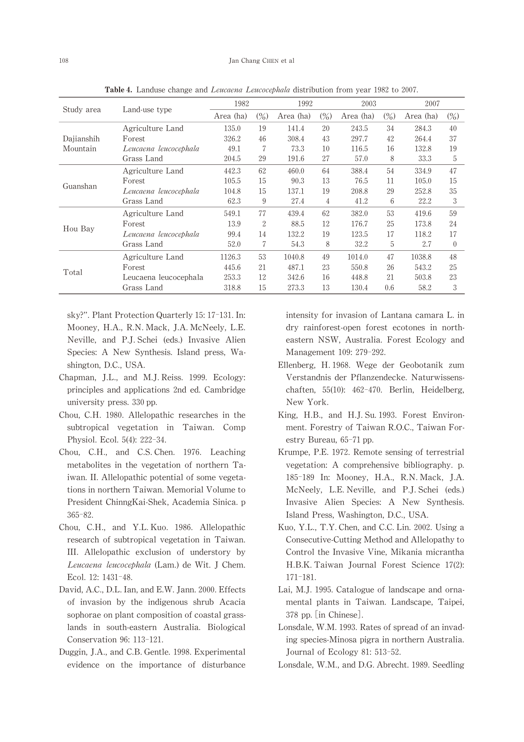**Table 4.** Landuse change and *Leucaena Leucocephala* distribution from year 1982 to 2007.

| Study area | Land-use type | 1982 | | 1992 | | 2003 | | 2007 | |
|---|---|---|---|---|---|---|---|---|---|
| | | Area (ha) | (%) | Area (ha) | (%) | Area (ha) | (%) | Area (ha) | (%) |
| Dajianshih Mountain | Agriculture Land | 135.0 | 19 | 141.4 | 20 | 243.5 | 34 | 284.3 | 40 |
| | Forest | 326.2 | 46 | 308.4 | 43 | 297.7 | 42 | 264.4 | 37 |
| | *Leucaena leucocephala* | 49.1 | 7 | 73.3 | 10 | 116.5 | 16 | 132.8 | 19 |
| | Grass Land | 204.5 | 29 | 191.6 | 27 | 57.0 | 8 | 33.3 | 5 |
| Guanshan | Agriculture Land | 442.3 | 62 | 460.0 | 64 | 388.4 | 54 | 334.9 | 47 |
| | Forest | 105.5 | 15 | 90.3 | 13 | 76.5 | 11 | 105.0 | 15 |
| | *Leucaena leucocephala* | 104.8 | 15 | 137.1 | 19 | 208.8 | 29 | 252.8 | 35 |
| | Grass Land | 62.3 | 9 | 27.4 | 4 | 41.2 | 6 | 22.2 | 3 |
| Hou Bay | Agriculture Land | 549.1 | 77 | 439.4 | 62 | 382.0 | 53 | 419.6 | 59 |
| | Forest | 13.9 | 2 | 88.5 | 12 | 176.7 | 25 | 173.8 | 24 |
| | *Leucaena leucocephala* | 99.4 | 14 | 132.2 | 19 | 123.5 | 17 | 118.2 | 17 |
| | Grass Land | 52.0 | 7 | 54.3 | 8 | 32.2 | 5 | 2.7 | 0 |
| Total | Agriculture Land | 1126.3 | 53 | 1040.8 | 49 | 1014.0 | 47 | 1038.8 | 48 |
| | Forest | 445.6 | 21 | 487.1 | 23 | 550.8 | 26 | 543.2 | 25 |
| | Leucaena leucocephala | 253.3 | 12 | 342.6 | 16 | 448.8 | 21 | 503.8 | 23 |
| | Grass Land | 318.8 | 15 | 273.3 | 13 | 130.4 | 0.6 | 58.2 | 3 |

sky?". Plant Protection Quarterly 15: 17-131. In: Mooney, H.A., R.N. Mack, J.A. McNeely, L.E. Neville, and P.J. Schei (eds.) Invasive Alien Species: A New Synthesis. Island press, Washington, D.C., USA.

Chapman, J.L., and M.J. Reiss. 1999. Ecology: principles and applications 2nd ed. Cambridge university press. 330 pp.

Chou, C.H. 1980. Allelopathic researches in the subtropical vegetation in Taiwan. Comp Physiol. Ecol. 5(4): 222-34.

Chou, C.H., and C.S. Chen. 1976. Leaching metabolites in the vegetation of northern Taiwan. II. Allelopathic potential of some vegetations in northern Taiwan. Memorial Volume to President ChinngKai-Shek, Academia Sinica. p 365-82.

Chou, C.H., and Y.L. Kuo. 1986. Allelopathic research of subtropical vegetation in Taiwan. III. Allelopathic exclusion of understory by *Leucaena leucocephala* (Lam.) de Wit. J Chem. Ecol. 12: 1431-48.

David, A.C., D.L. Ian, and E.W. Jann. 2000. Effects of invasion by the indigenous shrub Acacia sophorae on plant composition of coastal grasslands in south-eastern Australia. Biological Conservation 96: 113-121.

Duggin, J.A., and C.B. Gentle. 1998. Experimental evidence on the importance of disturbance intensity for invasion of Lantana camara L. in dry rainforest-open forest ecotones in northeastern NSW, Australia. Forest Ecology and Management 109: 279-292.

Ellenberg, H. 1968. Wege der Geobotanik zum Verstandnis der Pflanzendecke. Naturwissenschaften, 55(10): 462-470. Berlin, Heidelberg, New York.

King, H.B., and H.J. Su. 1993. Forest Environment. Forestry of Taiwan R.O.C., Taiwan Forestry Bureau, 65-71 pp.

Krumpe, P.E. 1972. Remote sensing of terrestrial vegetation: A comprehensive bibliography. p. 185-189 In: Mooney, H.A., R.N. Mack, J.A. McNeely, L.E. Neville, and P.J. Schei (eds.) Invasive Alien Species: A New Synthesis. Island Press, Washington, D.C., USA.

Kuo, Y.L., T.Y. Chen, and C.C. Lin. 2002. Using a Consecutive-Cutting Method and Allelopathy to Control the Invasive Vine, Mikania micrantha H.B.K. Taiwan Journal Forest Science 17(2): 171-181.

Lai, M.J. 1995. Catalogue of landscape and ornamental plants in Taiwan. Landscape, Taipei, 378 pp. [in Chinese].

Lonsdale, W.M. 1993. Rates of spread of an invading species-Minosa pigra in northern Australia. Journal of Ecology 81: 513-52.

Lonsdale, W.M., and D.G. Abrecht. 1989. Seedling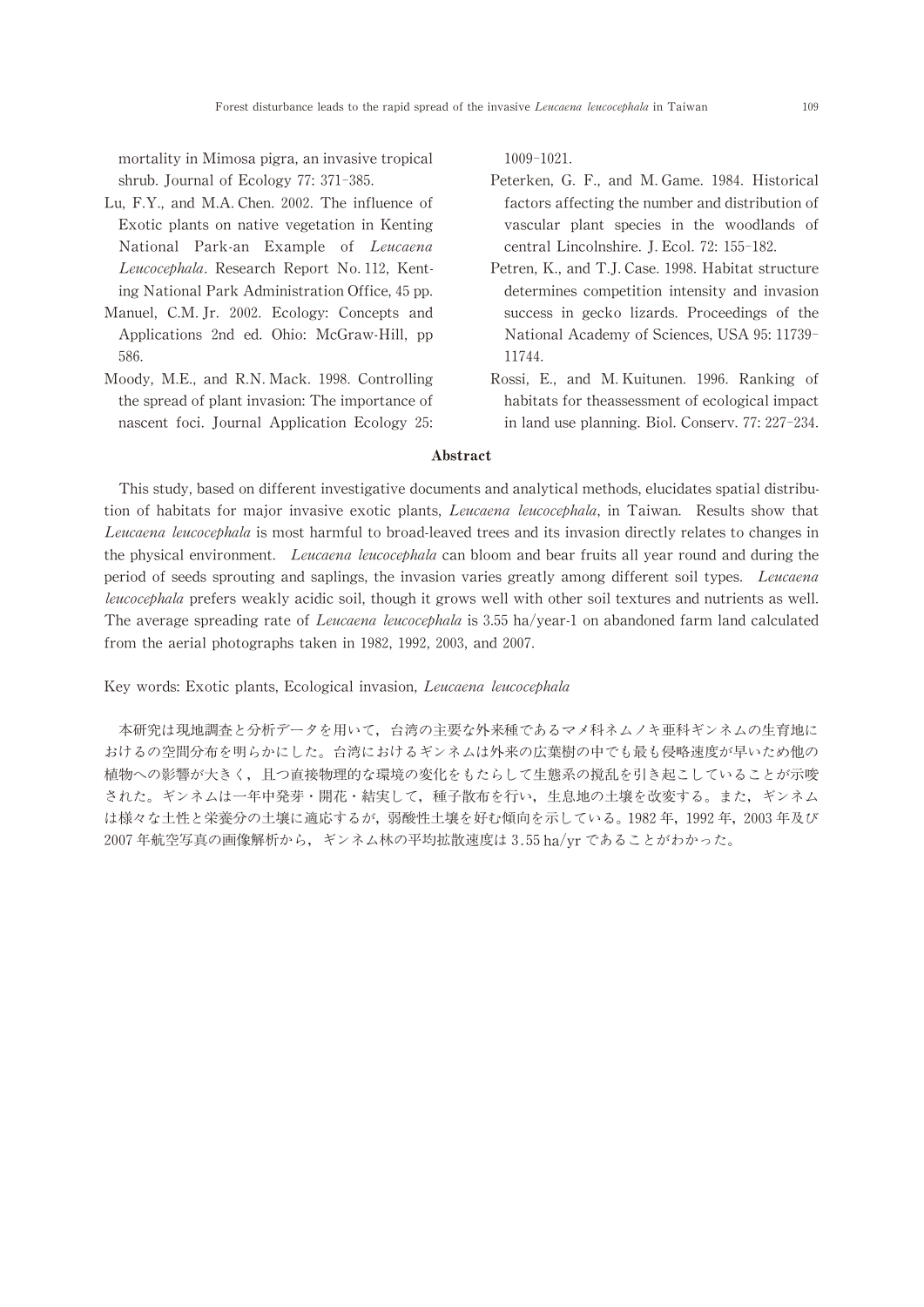mortality in Mimosa pigra, an invasive tropical shrub. Journal of Ecology 77: 371-385.

Lu, F.Y., and M.A. Chen. 2002. The influence of Exotic plants on native vegetation in Kenting National Park-an Example of *Leucaena Leucocephala*. Research Report No. 112, Kenting National Park Administration Office, 45 pp.

Manuel, C.M. Jr. 2002. Ecology: Concepts and Applications 2nd ed. Ohio: McGraw-Hill, pp 586.

Moody, M.E., and R.N. Mack. 1998. Controlling the spread of plant invasion: The importance of nascent foci. Journal Application Ecology 25: 1009-1021.

Peterken, G. F., and M. Game. 1984. Historical factors affecting the number and distribution of vascular plant species in the woodlands of central Lincolnshire. J. Ecol. 72: 155-182.

Petren, K., and T.J. Case. 1998. Habitat structure determines competition intensity and invasion success in gecko lizards. Proceedings of the National Academy of Sciences, USA 95: 11739-11744.

Rossi, E., and M. Kuitunen. 1996. Ranking of habitats for theassessment of ecological impact in land use planning. Biol. Conserv. 77: 227-234.

## Abstract

This study, based on different investigative documents and analytical methods, elucidates spatial distribution of habitats for major invasive exotic plants, *Leucaena leucocephala*, in Taiwan. Results show that *Leucaena leucocephala* is most harmful to broad-leaved trees and its invasion directly relates to changes in the physical environment. *Leucaena leucocephala* can bloom and bear fruits all year round and during the period of seeds sprouting and saplings, the invasion varies greatly among different soil types. *Leucaena leucocephala* prefers weakly acidic soil, though it grows well with other soil textures and nutrients as well. The average spreading rate of *Leucaena leucocephala* is 3.55 ha/year-1 on abandoned farm land calculated from the aerial photographs taken in 1982, 1992, 2003, and 2007.

Key words: Exotic plants, Ecological invasion, *Leucaena leucocephala*

本研究は現地調査と分析データを用いて，台湾の主要な外来種であるマメ科ネムノキ亜科ギンネムの生育地におけるの空間分布を明らかにした。台湾におけるギンネムは外来の広葉樹の中でも最も侵略速度が早いため他の植物への影響が大きく，且つ直接物理的な環境の変化をもたらして生態系の撹乱を引き起こしていることが示唆された。ギンネムは一年中発芽・開花・結実して，種子散布を行い，生息地の土壌を改変する。また，ギンネムは様々な土性と栄養分の土壌に適応するが，弱酸性土壌を好む傾向を示している。1982 年，1992 年，2003 年及び 2007 年航空写真の画像解析から，ギンネム林の平均拡散速度は 3.55 ha/yr であることがわかった。